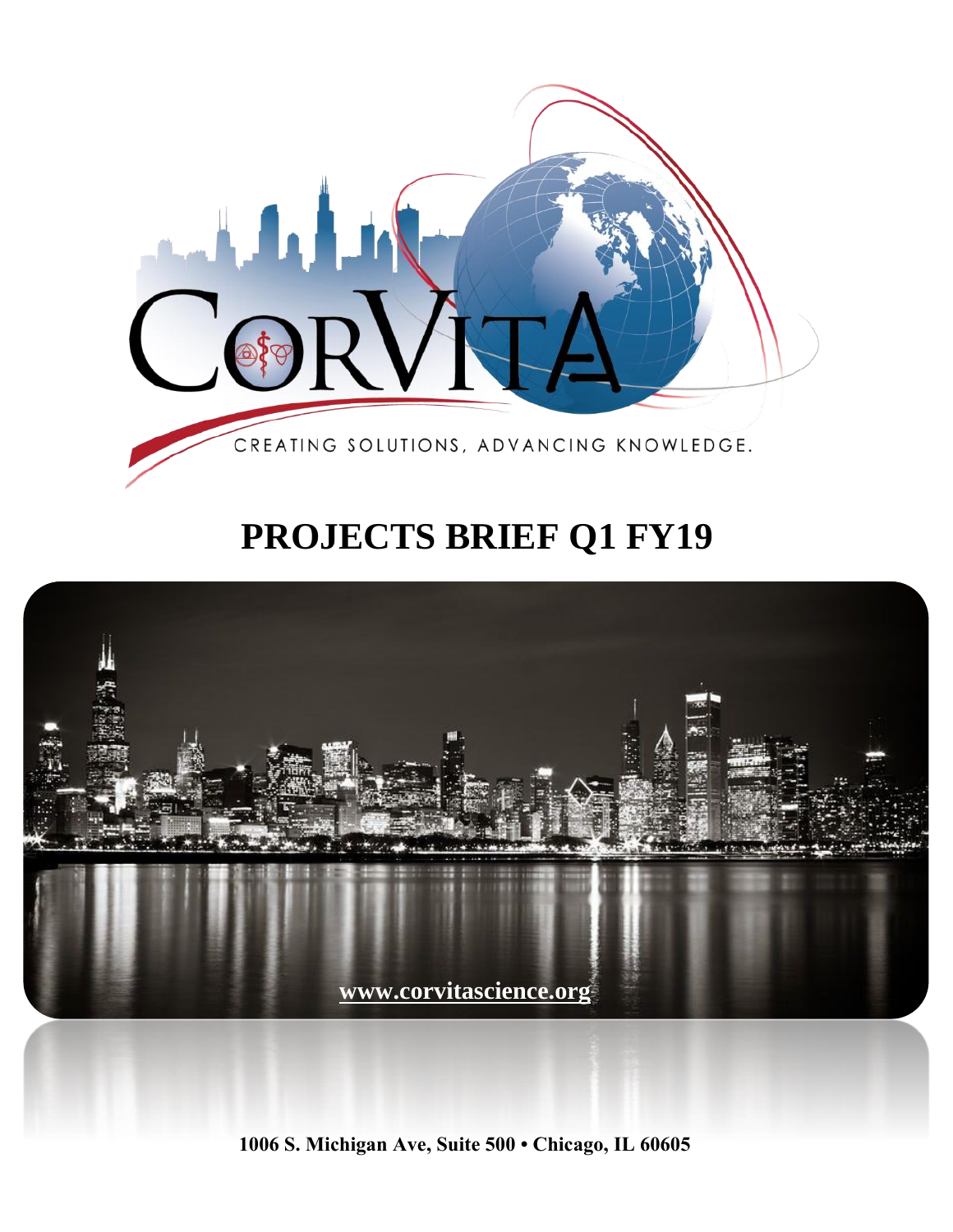CORVITA

CREATING SOLUTIONS, ADVANCING KNOWLEDGE.

# PROJECTS BRIEF Q1 FY19

www.corvitascience.org

**1006 S. Michigan Ave, Suite 500 • Chicago, IL 60605**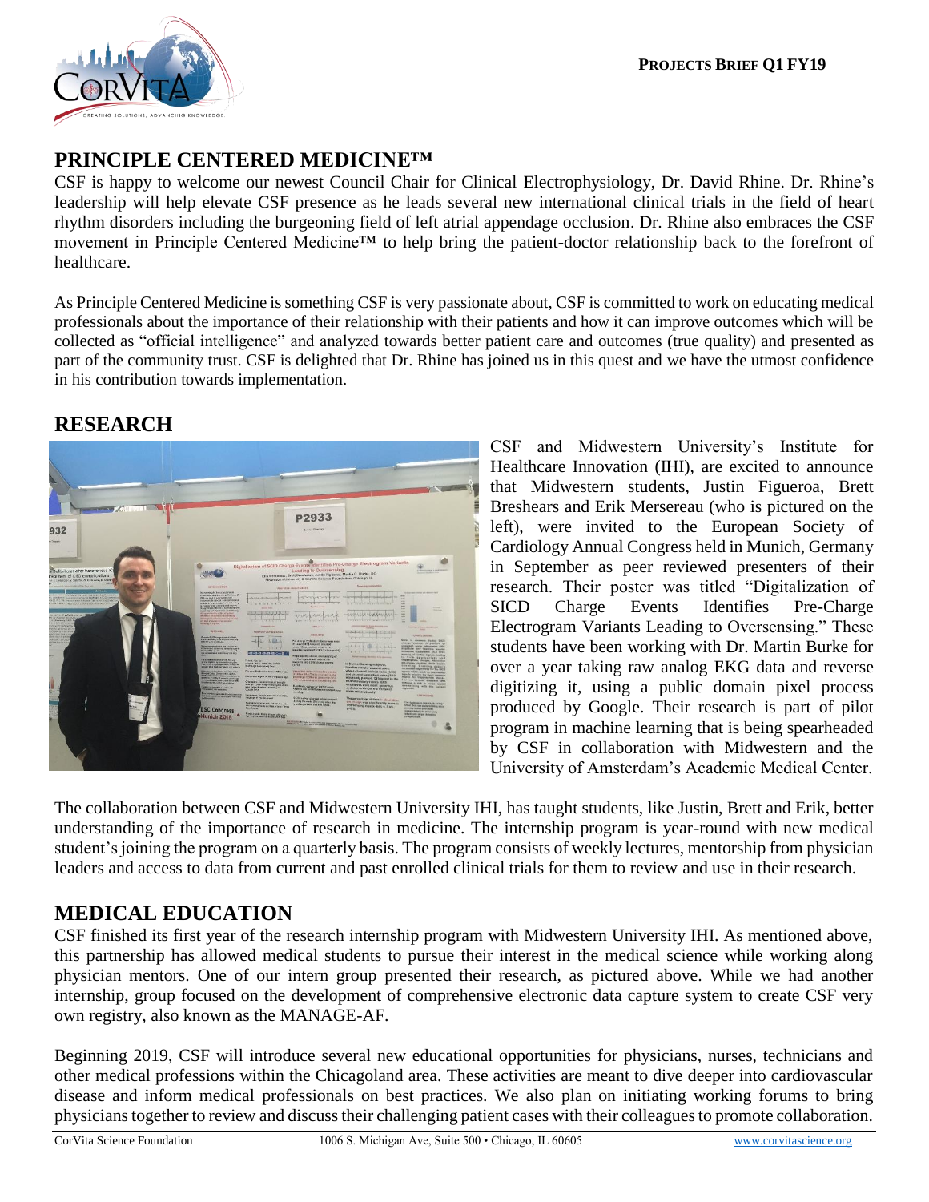## PRINCIPLE CENTERED MEDICINE™

CSF is happy to welcome our newest Council Chair for Clinical Electrophysiology, Dr. David Rhine. Dr. Rhine's leadership will help elevate CSF presence as he leads several new international clinical trials in the field of heart rhythm disorders including the burgeoning field of left atrial appendage occlusion. Dr. Rhine also embraces the CSF movement in Principle Centered Medicine™ to help bring the patient-doctor relationship back to the forefront of healthcare.

As Principle Centered Medicine is something CSF is very passionate about, CSF is committed to work on educating medical professionals about the importance of their relationship with their patients and how it can improve outcomes which will be collected as "official intelligence" and analyzed towards better patient care and outcomes (true quality) and presented as part of the community trust. CSF is delighted that Dr. Rhine has joined us in this quest and we have the utmost confidence in his contribution towards implementation.

## RESEARCH

CSF and Midwestern University's Institute for Healthcare Innovation (IHI), are excited to announce that Midwestern students, Justin Figueroa, Brett Breshears and Erik Mersereau (who is pictured on the left), were invited to the European Society of Cardiology Annual Congress held in Munich, Germany in September as peer reviewed presenters of their research. Their poster was titled "Digitalization of SICD Charge Events Identifies Pre-Charge Electrogram Variants Leading to Oversensing." These students have been working with Dr. Martin Burke for over a year taking raw analog EKG data and reverse digitizing it, using a public domain pixel process produced by Google. Their research is part of pilot program in machine learning that is being spearheaded by CSF in collaboration with Midwestern and the University of Amsterdam's Academic Medical Center.

The collaboration between CSF and Midwestern University IHI, has taught students, like Justin, Brett and Erik, better understanding of the importance of research in medicine. The internship program is year-round with new medical student's joining the program on a quarterly basis. The program consists of weekly lectures, mentorship from physician leaders and access to data from current and past enrolled clinical trials for them to review and use in their research.

## MEDICAL EDUCATION

CSF finished its first year of the research internship program with Midwestern University IHI. As mentioned above, this partnership has allowed medical students to pursue their interest in the medical science while working along physician mentors. One of our intern group presented their research, as pictured above. While we had another internship, group focused on the development of comprehensive electronic data capture system to create CSF very own registry, also known as the MANAGE-AF.

Beginning 2019, CSF will introduce several new educational opportunities for physicians, nurses, technicians and other medical professions within the Chicagoland area. These activities are meant to dive deeper into cardiovascular disease and inform medical professionals on best practices. We also plan on initiating working forums to bring physicians together to review and discuss their challenging patient cases with their colleagues to promote collaboration.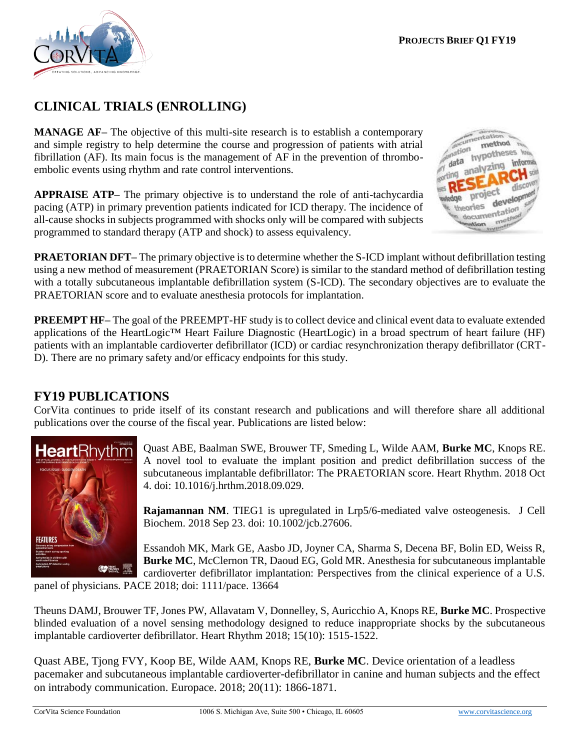## CLINICAL TRIALS (ENROLLING)

**MANAGE AF–** The objective of this multi-site research is to establish a contemporary and simple registry to help determine the course and progression of patients with atrial fibrillation (AF). Its main focus is the management of AF in the prevention of thrombo-embolic events using rhythm and rate control interventions.

**APPRAISE ATP–** The primary objective is to understand the role of anti-tachycardia pacing (ATP) in primary prevention patients indicated for ICD therapy. The incidence of all-cause shocks in subjects programmed with shocks only will be compared with subjects programmed to standard therapy (ATP and shock) to assess equivalency.

**PRAETORIAN DFT–** The primary objective is to determine whether the S-ICD implant without defibrillation testing using a new method of measurement (PRAETORIAN Score) is similar to the standard method of defibrillation testing with a totally subcutaneous implantable defibrillation system (S-ICD). The secondary objectives are to evaluate the PRAETORIAN score and to evaluate anesthesia protocols for implantation.

**PREEMPT HF–** The goal of the PREEMPT-HF study is to collect device and clinical event data to evaluate extended applications of the HeartLogic™ Heart Failure Diagnostic (HeartLogic) in a broad spectrum of heart failure (HF) patients with an implantable cardioverter defibrillator (ICD) or cardiac resynchronization therapy defibrillator (CRT-D). There are no primary safety and/or efficacy endpoints for this study.

## FY19 PUBLICATIONS

CorVita continues to pride itself of its constant research and publications and will therefore share all additional publications over the course of the fiscal year. Publications are listed below:

Quast ABE, Baalman SWE, Brouwer TF, Smeding L, Wilde AAM, **Burke MC**, Knops RE. A novel tool to evaluate the implant position and predict defibrillation success of the subcutaneous implantable defibrillator: The PRAETORIAN score. Heart Rhythm. 2018 Oct 4. doi: 10.1016/j.hrthm.2018.09.029.

**Rajamannan NM**. TIEG1 is upregulated in Lrp5/6-mediated valve osteogenesis. J Cell Biochem. 2018 Sep 23. doi: 10.1002/jcb.27606.

Essandoh MK, Mark GE, Aasbo JD, Joyner CA, Sharma S, Decena BF, Bolin ED, Weiss R, **Burke MC**, McClernon TR, Daoud EG, Gold MR. Anesthesia for subcutaneous implantable cardioverter defibrillator implantation: Perspectives from the clinical experience of a U.S. panel of physicians. PACE 2018; doi: 1111/pace. 13664

Theuns DAMJ, Brouwer TF, Jones PW, Allavatam V, Donnelley, S, Auricchio A, Knops RE, **Burke MC**. Prospective blinded evaluation of a novel sensing methodology designed to reduce inappropriate shocks by the subcutaneous implantable cardioverter defibrillator. Heart Rhythm 2018; 15(10): 1515-1522.

Quast ABE, Tjong FVY, Koop BE, Wilde AAM, Knops RE, **Burke MC**. Device orientation of a leadless pacemaker and subcutaneous implantable cardioverter-defibrillator in canine and human subjects and the effect on intrabody communication. Europace. 2018; 20(11): 1866-1871.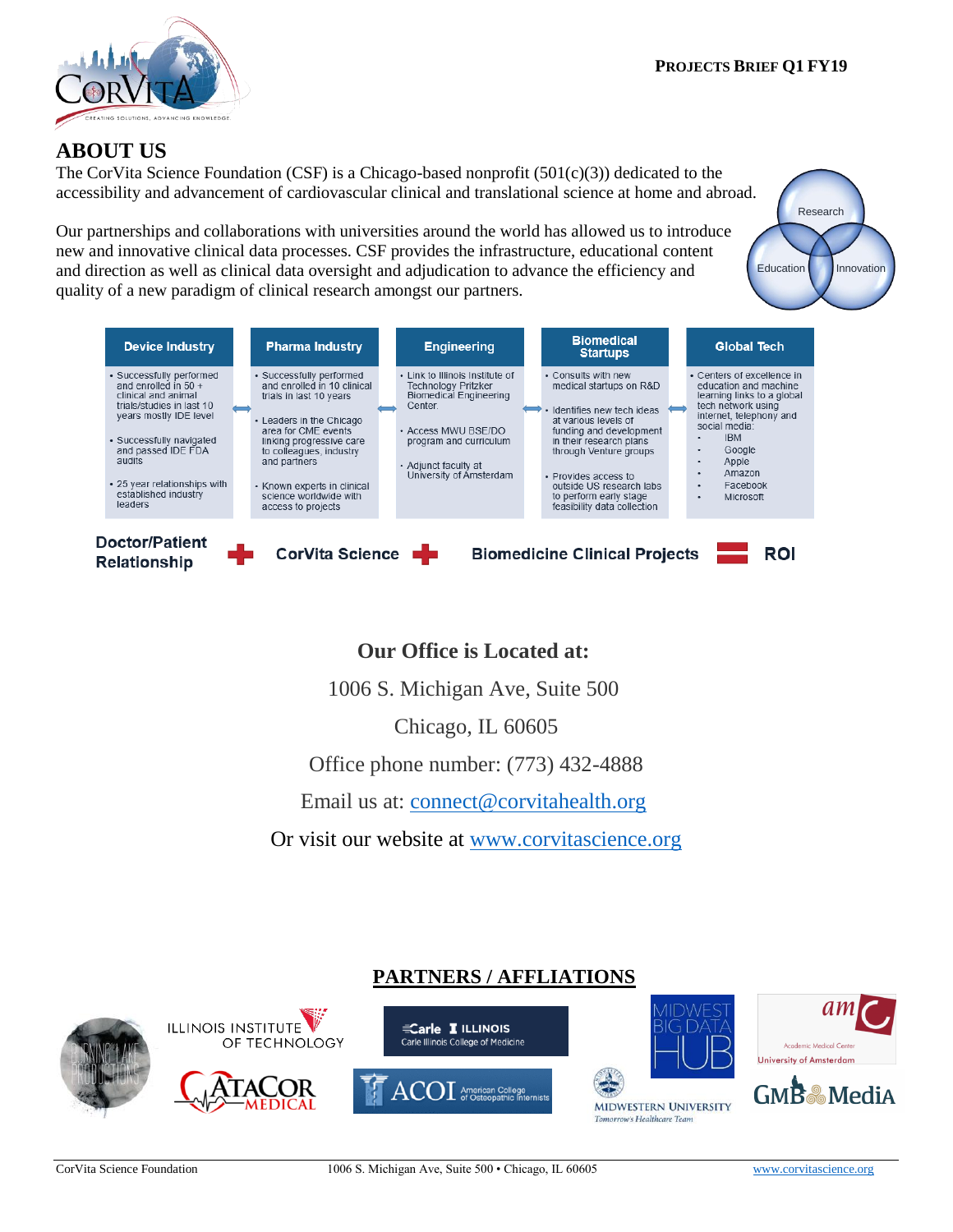**PROJECTS BRIEF Q1 FY19**

## ABOUT US

The CorVita Science Foundation (CSF) is a Chicago-based nonprofit (501(c)(3)) dedicated to the accessibility and advancement of cardiovascular clinical and translational science at home and abroad.

Our partnerships and collaborations with universities around the world has allowed us to introduce new and innovative clinical data processes. CSF provides the infrastructure, educational content and direction as well as clinical data oversight and adjudication to advance the efficiency and quality of a new paradigm of clinical research amongst our partners.

Research
Education
Innovation

| Device Industry | Pharma Industry | Engineering | Biomedical Startups | Global Tech |
|---|---|---|---|---|
| • Successfully performed and enrolled in 50 + clinical and animal trials/studies in last 10 years mostly IDE level<br>• Successfully navigated and passed IDE FDA audits<br>• 25 year relationships with established industry leaders | • Successfully performed and enrolled in 10 clinical trials in last 10 years<br>• Leaders in the Chicago area for CME events linking progressive care to colleagues, industry and partners<br>• Known experts in clinical science worldwide with access to projects | • Link to Illinois Institute of Technology Pritzker Biomedical Engineering Center.<br>• Access MWU BSE/DO program and curriculum<br>• Adjunct faculty at University of Amsterdam | • Consults with new medical startups on R&D<br>• Identifies new tech ideas at various levels of funding and development in their research plans through Venture groups<br>• Provides access to outside US research labs to perform early stage feasibility data collection | • Centers of excellence in education and machine learning links to a global tech network using internet, telephony and social media:<br>- IBM<br>- Google<br>- Apple<br>- Amazon<br>- Facebook<br>- Microsoft |

**Doctor/Patient Relationship + CorVita Science + Biomedicine Clinical Projects = ROI**

### Our Office is Located at:

1006 S. Michigan Ave, Suite 500

Chicago, IL 60605

Office phone number: (773) 432-4888

Email us at: connect@corvitahealth.org

Or visit our website at www.corvitascience.org

## PARTNERS / AFFLIATIONS

Burning Lake Productions, Illinois Institute of Technology, Carle Illinois College of Medicine, Midwest Big Data Hub, AMC Academic Medical Center University of Amsterdam, Atacor Medical, ACOI American College of Osteopathic Internists, Midwestern University Tomorrow's Healthcare Team, GMB Media